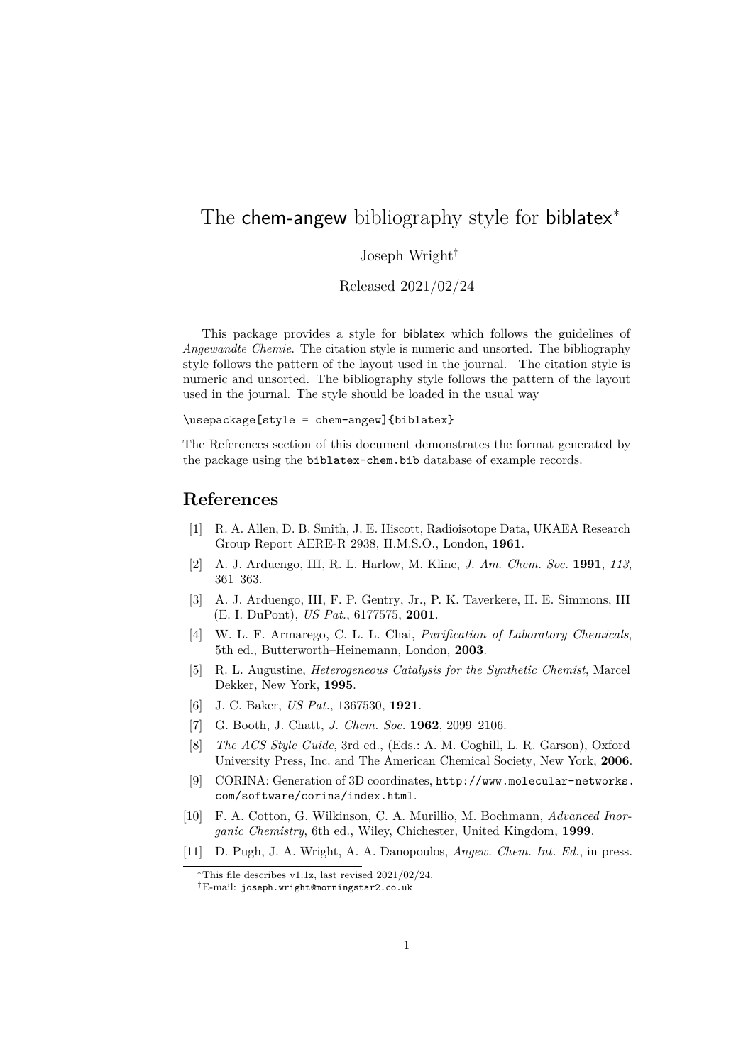# The chem-angew bibliography style for biblatex*

Joseph Wright†

Released 2021/02/24

This package provides a style for biblatex which follows the guidelines of *Angewandte Chemie*. The citation style is numeric and unsorted. The bibliography style follows the pattern of the layout used in the journal. The citation style is numeric and unsorted. The bibliography style follows the pattern of the layout used in the journal. The style should be loaded in the usual way

```
\usepackage[style = chem-angew]{biblatex}
```

The References section of this document demonstrates the format generated by the package using the biblatex-chem.bib database of example records.

## References

[1] R. A. Allen, D. B. Smith, J. E. Hiscott, Radioisotope Data, UKAEA Research Group Report AERE-R 2938, H.M.S.O., London, **1961**.

[2] A. J. Arduengo, III, R. L. Harlow, M. Kline, *J. Am. Chem. Soc.* **1991**, *113*, 361–363.

[3] A. J. Arduengo, III, F. P. Gentry, Jr., P. K. Taverkere, H. E. Simmons, III (E. I. DuPont), *US Pat.*, 6177575, **2001**.

[4] W. L. F. Armarego, C. L. L. Chai, *Purification of Laboratory Chemicals*, 5th ed., Butterworth–Heinemann, London, **2003**.

[5] R. L. Augustine, *Heterogeneous Catalysis for the Synthetic Chemist*, Marcel Dekker, New York, **1995**.

[6] J. C. Baker, *US Pat.*, 1367530, **1921**.

[7] G. Booth, J. Chatt, *J. Chem. Soc.* **1962**, 2099–2106.

[8] *The ACS Style Guide*, 3rd ed., (Eds.: A. M. Coghill, L. R. Garson), Oxford University Press, Inc. and The American Chemical Society, New York, **2006**.

[9] CORINA: Generation of 3D coordinates, http://www.molecular-networks.com/software/corina/index.html.

[10] F. A. Cotton, G. Wilkinson, C. A. Murillio, M. Bochmann, *Advanced Inorganic Chemistry*, 6th ed., Wiley, Chichester, United Kingdom, **1999**.

[11] D. Pugh, J. A. Wright, A. A. Danopoulos, *Angew. Chem. Int. Ed.*, in press.

*This file describes v1.1z, last revised 2021/02/24.

†E-mail: joseph.wright@morningstar2.co.uk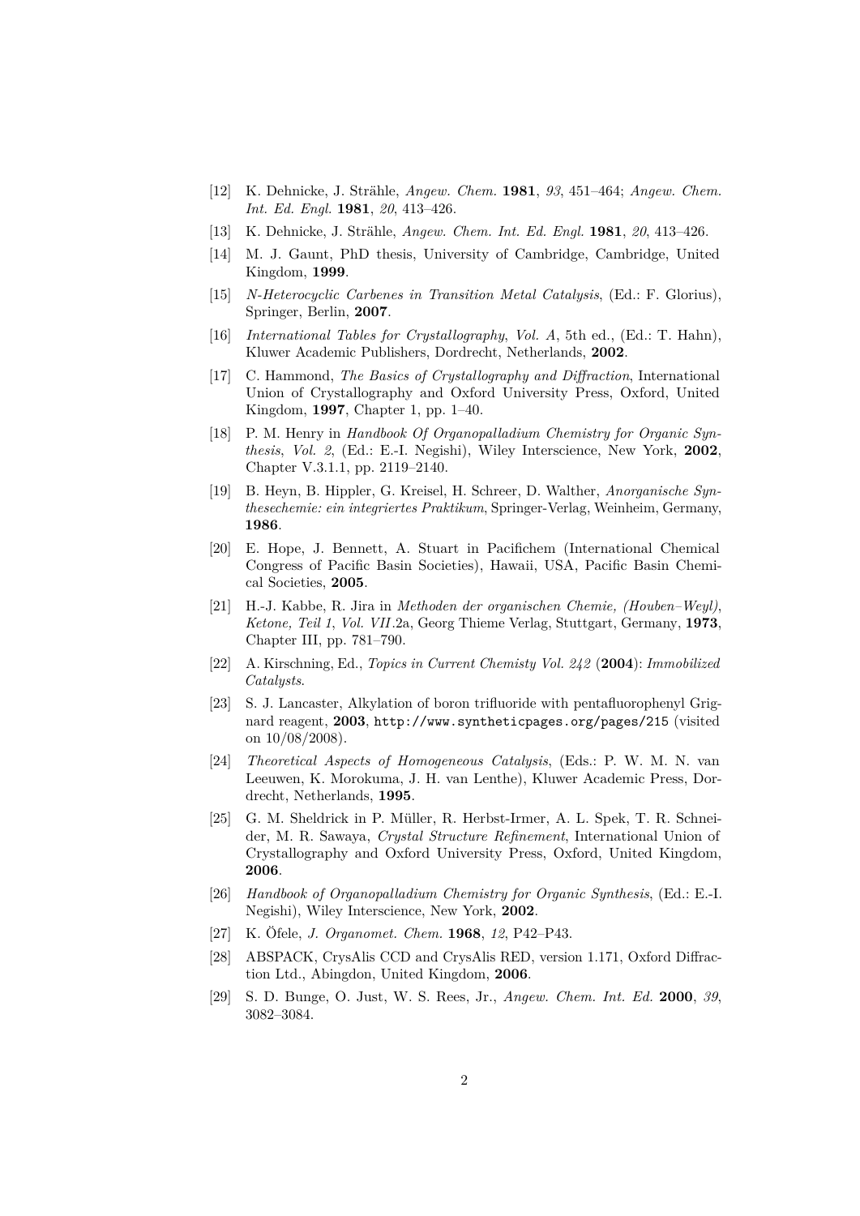[12] K. Dehnicke, J. Strähle, *Angew. Chem.* **1981**, *93*, 451–464; *Angew. Chem. Int. Ed. Engl.* **1981**, *20*, 413–426.

[13] K. Dehnicke, J. Strähle, *Angew. Chem. Int. Ed. Engl.* **1981**, *20*, 413–426.

[14] M. J. Gaunt, PhD thesis, University of Cambridge, Cambridge, United Kingdom, **1999**.

[15] *N-Heterocyclic Carbenes in Transition Metal Catalysis*, (Ed.: F. Glorius), Springer, Berlin, **2007**.

[16] *International Tables for Crystallography*, *Vol. A*, 5th ed., (Ed.: T. Hahn), Kluwer Academic Publishers, Dordrecht, Netherlands, **2002**.

[17] C. Hammond, *The Basics of Crystallography and Diffraction*, International Union of Crystallography and Oxford University Press, Oxford, United Kingdom, **1997**, Chapter 1, pp. 1–40.

[18] P. M. Henry in *Handbook Of Organopalladium Chemistry for Organic Synthesis*, *Vol. 2*, (Ed.: E.-I. Negishi), Wiley Interscience, New York, **2002**, Chapter V.3.1.1, pp. 2119–2140.

[19] B. Heyn, B. Hippler, G. Kreisel, H. Schreer, D. Walther, *Anorganische Synthesechemie: ein integriertes Praktikum*, Springer-Verlag, Weinheim, Germany, **1986**.

[20] E. Hope, J. Bennett, A. Stuart in Pacifichem (International Chemical Congress of Pacific Basin Societies), Hawaii, USA, Pacific Basin Chemical Societies, **2005**.

[21] H.-J. Kabbe, R. Jira in *Methoden der organischen Chemie, (Houben–Weyl)*, *Ketone, Teil 1*, *Vol. VII*.2a, Georg Thieme Verlag, Stuttgart, Germany, **1973**, Chapter III, pp. 781–790.

[22] A. Kirschning, Ed., *Topics in Current Chemisty Vol. 242* (**2004**): *Immobilized Catalysts*.

[23] S. J. Lancaster, Alkylation of boron trifluoride with pentafluorophenyl Grignard reagent, **2003**, `http://www.syntheticpages.org/pages/215` (visited on 10/08/2008).

[24] *Theoretical Aspects of Homogeneous Catalysis*, (Eds.: P. W. M. N. van Leeuwen, K. Morokuma, J. H. van Lenthe), Kluwer Academic Press, Dordrecht, Netherlands, **1995**.

[25] G. M. Sheldrick in P. Müller, R. Herbst-Irmer, A. L. Spek, T. R. Schneider, M. R. Sawaya, *Crystal Structure Refinement*, International Union of Crystallography and Oxford University Press, Oxford, United Kingdom, **2006**.

[26] *Handbook of Organopalladium Chemistry for Organic Synthesis*, (Ed.: E.-I. Negishi), Wiley Interscience, New York, **2002**.

[27] K. Öfele, *J. Organomet. Chem.* **1968**, *12*, P42–P43.

[28] ABSPACK, CrysAlis CCD and CrysAlis RED, version 1.171, Oxford Diffraction Ltd., Abingdon, United Kingdom, **2006**.

[29] S. D. Bunge, O. Just, W. S. Rees, Jr., *Angew. Chem. Int. Ed.* **2000**, *39*, 3082–3084.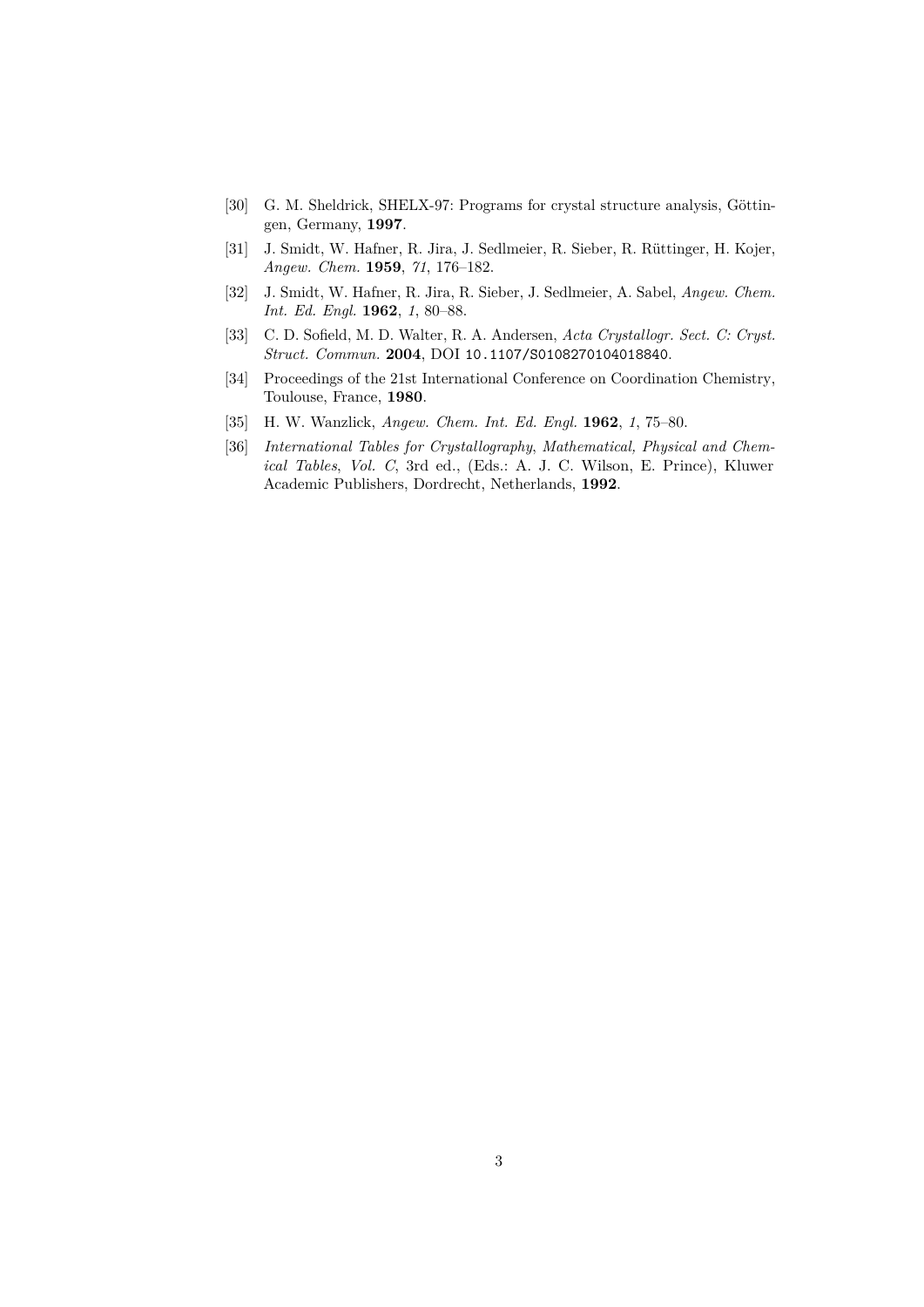[30] G. M. Sheldrick, SHELX-97: Programs for crystal structure analysis, Göttingen, Germany, **1997**.

[31] J. Smidt, W. Hafner, R. Jira, J. Sedlmeier, R. Sieber, R. Rüttinger, H. Kojer, *Angew. Chem.* **1959**, *71*, 176–182.

[32] J. Smidt, W. Hafner, R. Jira, R. Sieber, J. Sedlmeier, A. Sabel, *Angew. Chem. Int. Ed. Engl.* **1962**, *1*, 80–88.

[33] C. D. Sofield, M. D. Walter, R. A. Andersen, *Acta Crystallogr. Sect. C: Cryst. Struct. Commun.* **2004**, DOI `10.1107/S0108270104018840`.

[34] Proceedings of the 21st International Conference on Coordination Chemistry, Toulouse, France, **1980**.

[35] H. W. Wanzlick, *Angew. Chem. Int. Ed. Engl.* **1962**, *1*, 75–80.

[36] *International Tables for Crystallography*, *Mathematical, Physical and Chemical Tables*, *Vol. C*, 3rd ed., (Eds.: A. J. C. Wilson, E. Prince), Kluwer Academic Publishers, Dordrecht, Netherlands, **1992**.